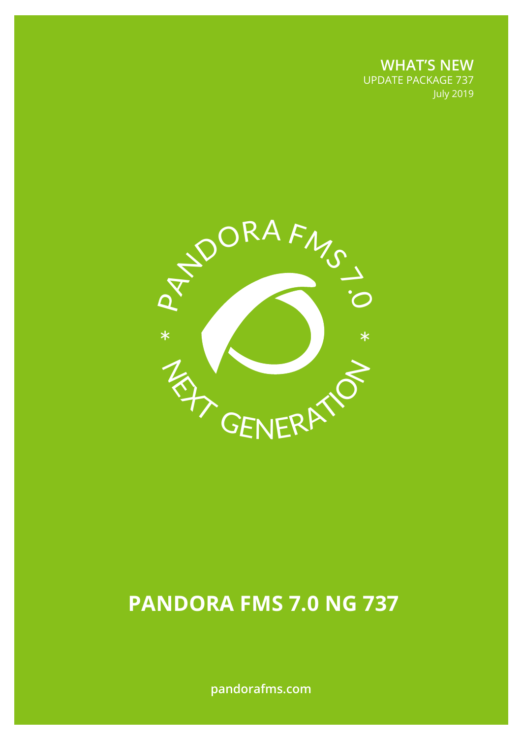**WHAT'S NEW**
UPDATE PACKAGE 737
July 2019

PANDORA FMS 7.0 * NEXT GENERATION *

# PANDORA FMS 7.0 NG 737

pandorafms.com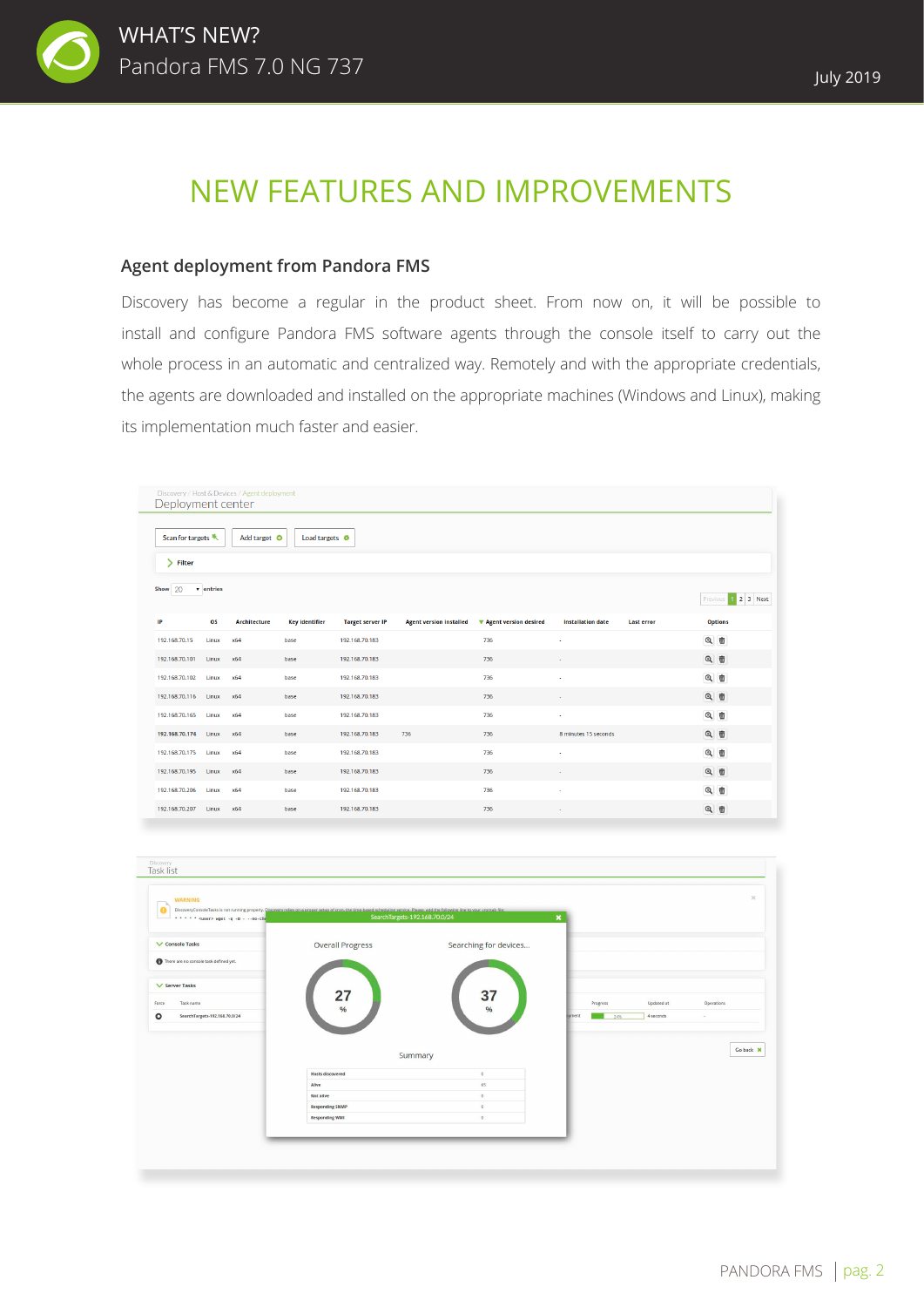# NEW FEATURES AND IMPROVEMENTS

### Agent deployment from Pandora FMS

Discovery has become a regular in the product sheet. From now on, it will be possible to install and configure Pandora FMS software agents through the console itself to carry out the whole process in an automatic and centralized way. Remotely and with the appropriate credentials, the agents are downloaded and installed on the appropriate machines (Windows and Linux), making its implementation much faster and easier.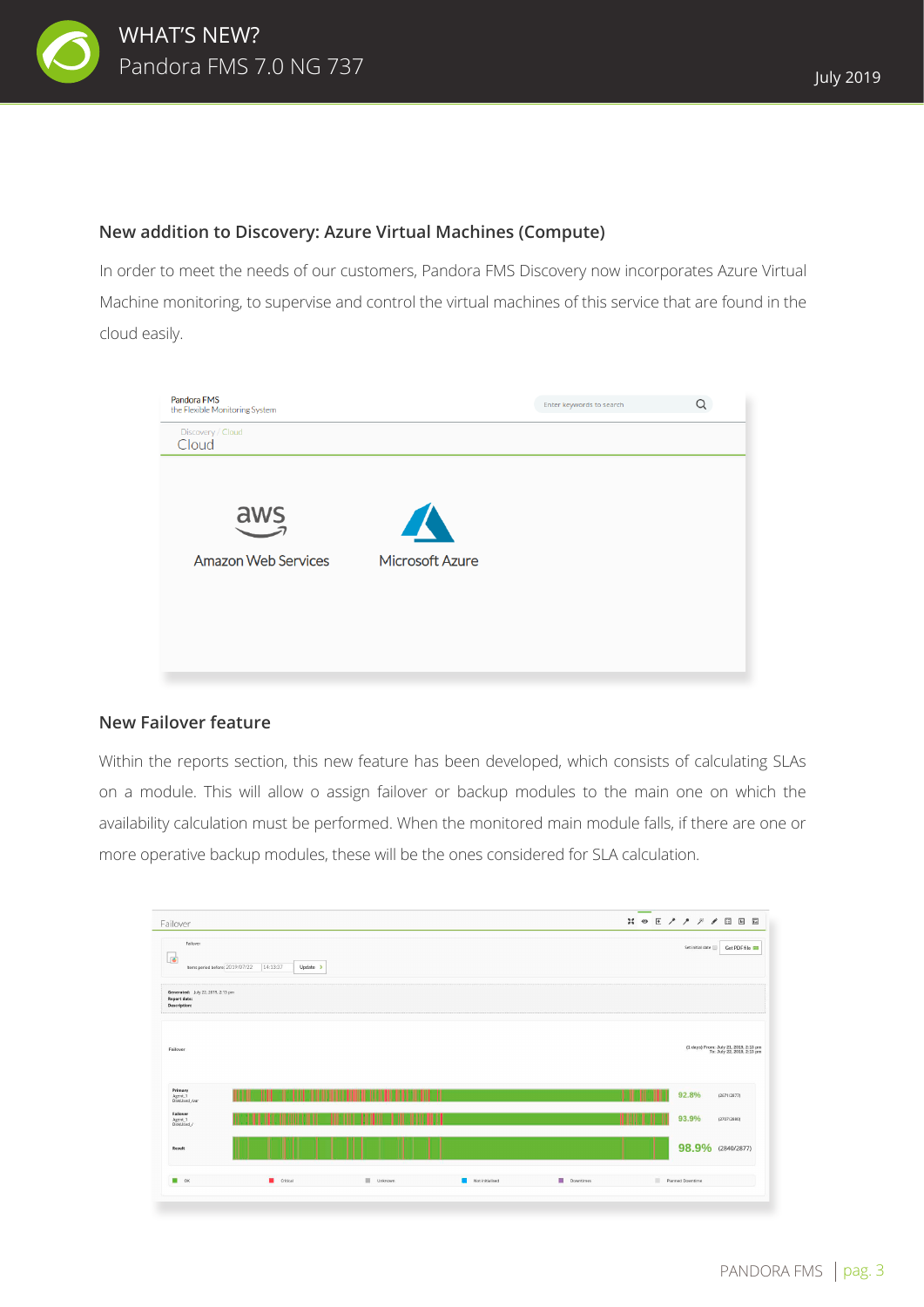## New addition to Discovery: Azure Virtual Machines (Compute)

In order to meet the needs of our customers, Pandora FMS Discovery now incorporates Azure Virtual Machine monitoring, to supervise and control the virtual machines of this service that are found in the cloud easily.

## New Failover feature

Within the reports section, this new feature has been developed, which consists of calculating SLAs on a module. This will allow o assign failover or backup modules to the main one on which the availability calculation must be performed. When the monitored main module falls, if there are one or more operative backup modules, these will be the ones considered for SLA calculation.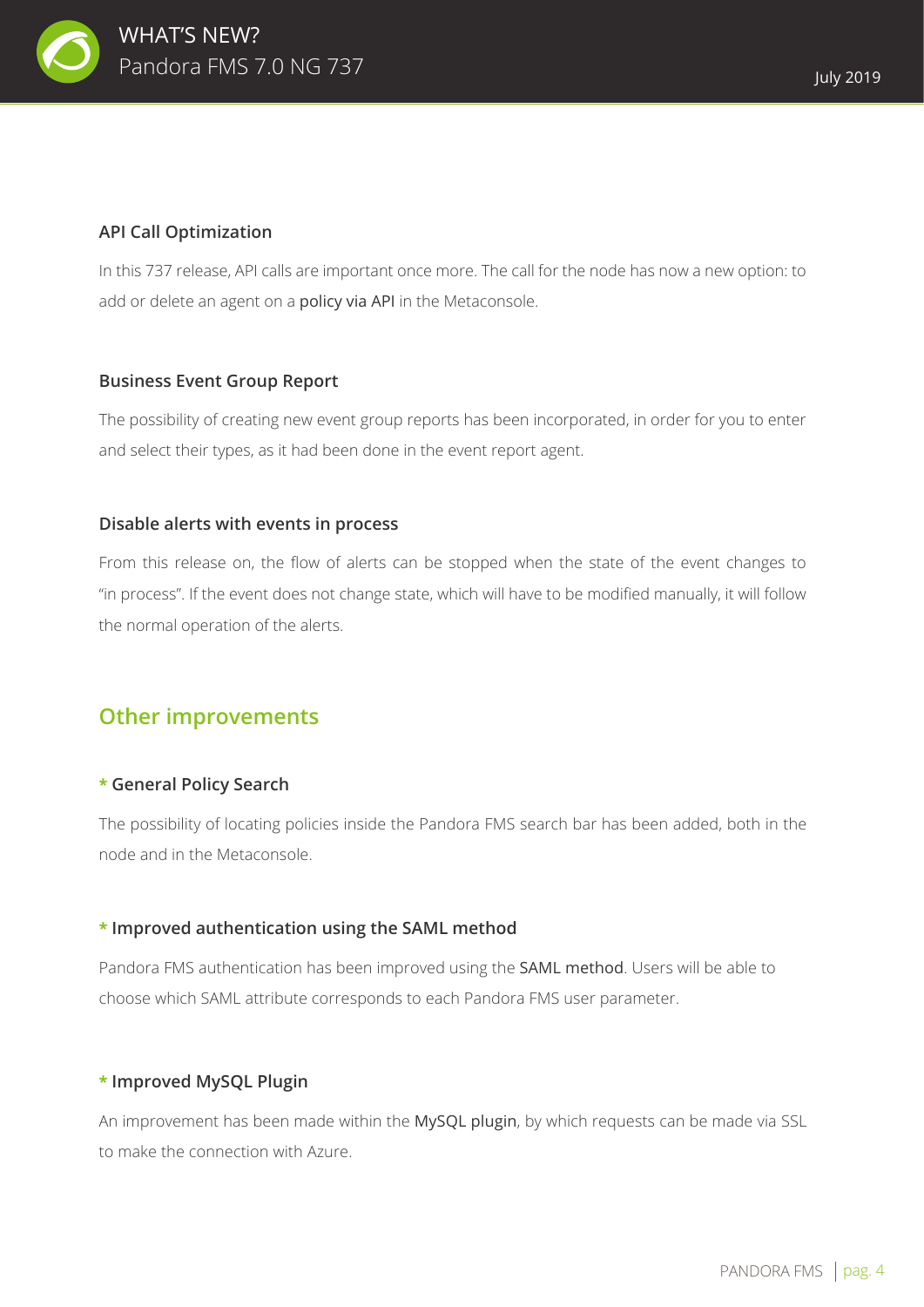### API Call Optimization

In this 737 release, API calls are important once more. The call for the node has now a new option: to add or delete an agent on a policy via API in the Metaconsole.

### Business Event Group Report

The possibility of creating new event group reports has been incorporated, in order for you to enter and select their types, as it had been done in the event report agent.

### Disable alerts with events in process

From this release on, the flow of alerts can be stopped when the state of the event changes to "in process". If the event does not change state, which will have to be modified manually, it will follow the normal operation of the alerts.

## Other improvements

### * General Policy Search

The possibility of locating policies inside the Pandora FMS search bar has been added, both in the node and in the Metaconsole.

### * Improved authentication using the SAML method

Pandora FMS authentication has been improved using the SAML method. Users will be able to choose which SAML attribute corresponds to each Pandora FMS user parameter.

### * Improved MySQL Plugin

An improvement has been made within the MySQL plugin, by which requests can be made via SSL to make the connection with Azure.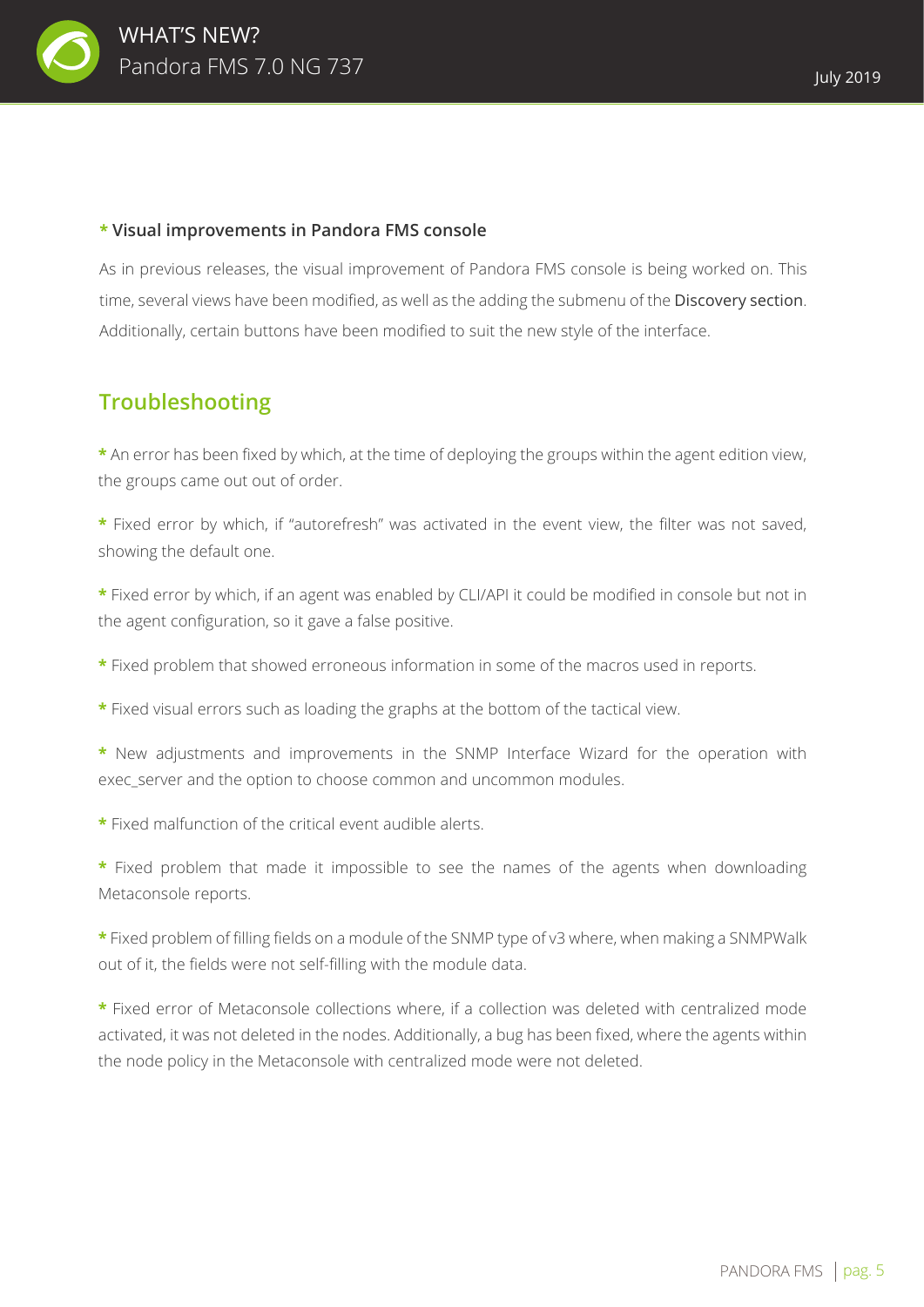**\* Visual improvements in Pandora FMS console**

As in previous releases, the visual improvement of Pandora FMS console is being worked on. This time, several views have been modified, as well as the adding the submenu of the Discovery section. Additionally, certain buttons have been modified to suit the new style of the interface.

## Troubleshooting

\* An error has been fixed by which, at the time of deploying the groups within the agent edition view, the groups came out out of order.

\* Fixed error by which, if "autorefresh" was activated in the event view, the filter was not saved, showing the default one.

\* Fixed error by which, if an agent was enabled by CLI/API it could be modified in console but not in the agent configuration, so it gave a false positive.

\* Fixed problem that showed erroneous information in some of the macros used in reports.

\* Fixed visual errors such as loading the graphs at the bottom of the tactical view.

\* New adjustments and improvements in the SNMP Interface Wizard for the operation with exec_server and the option to choose common and uncommon modules.

\* Fixed malfunction of the critical event audible alerts.

\* Fixed problem that made it impossible to see the names of the agents when downloading Metaconsole reports.

\* Fixed problem of filling fields on a module of the SNMP type of v3 where, when making a SNMPWalk out of it, the fields were not self-filling with the module data.

\* Fixed error of Metaconsole collections where, if a collection was deleted with centralized mode activated, it was not deleted in the nodes. Additionally, a bug has been fixed, where the agents within the node policy in the Metaconsole with centralized mode were not deleted.